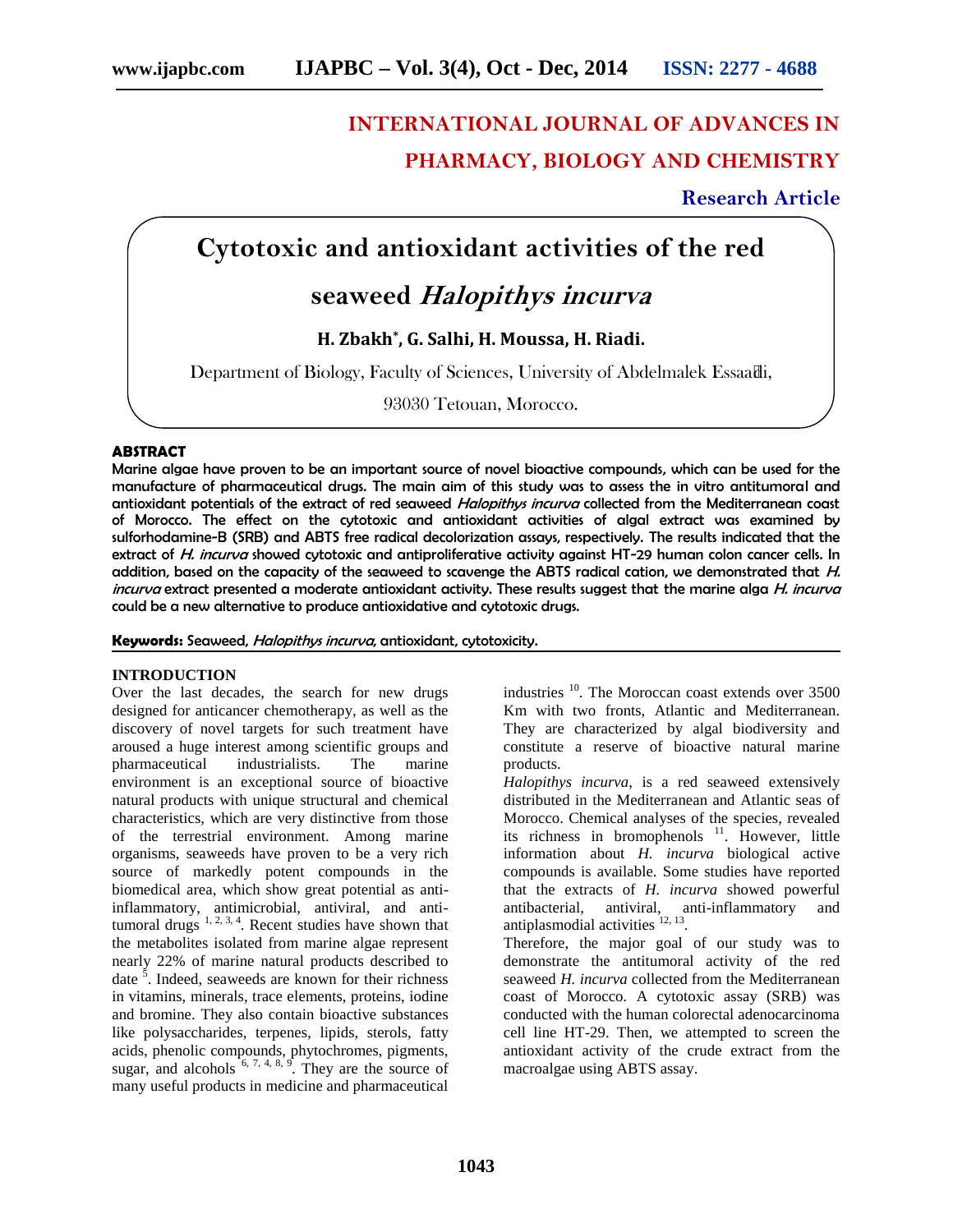# INTERNATIONAL JOURNAL OF ADVANCES IN PHARMACY, BIOLOGY AND CHEMISTRY

**Research Article**

# Cytotoxic and antioxidant activities of the red seaweed *Halopithys incurva*

**H. Zbakh*, G. Salhi, H. Moussa, H. Riadi.**

Department of Biology, Faculty of Sciences, University of Abdelmalek Essaâdi, 93030 Tetouan, Morocco.

## ABSTRACT

**Marine algae have proven to be an important source of novel bioactive compounds, which can be used for the manufacture of pharmaceutical drugs. The main aim of this study was to assess the in vitro antitumoral and antioxidant potentials of the extract of red seaweed *Halopithys incurva* collected from the Mediterranean coast of Morocco. The effect on the cytotoxic and antioxidant activities of algal extract was examined by sulforhodamine-B (SRB) and ABTS free radical decolorization assays, respectively. The results indicated that the extract of *H. incurva* showed cytotoxic and antiproliferative activity against HT-29 human colon cancer cells. In addition, based on the capacity of the seaweed to scavenge the ABTS radical cation, we demonstrated that *H. incurva* extract presented a moderate antioxidant activity. These results suggest that the marine alga *H. incurva* could be a new alternative to produce antioxidative and cytotoxic drugs.**

**Keywords:** Seaweed, *Halopithys incurva*, antioxidant, cytotoxicity.

## INTRODUCTION

Over the last decades, the search for new drugs designed for anticancer chemotherapy, as well as the discovery of novel targets for such treatment have aroused a huge interest among scientific groups and pharmaceutical industrialists. The marine environment is an exceptional source of bioactive natural products with unique structural and chemical characteristics, which are very distinctive from those of the terrestrial environment. Among marine organisms, seaweeds have proven to be a very rich source of markedly potent compounds in the biomedical area, which show great potential as anti-inflammatory, antimicrobial, antiviral, and anti-tumoral drugs [1, 2, 3, 4]. Recent studies have shown that the metabolites isolated from marine algae represent nearly 22% of marine natural products described to date [5]. Indeed, seaweeds are known for their richness in vitamins, minerals, trace elements, proteins, iodine and bromine. They also contain bioactive substances like polysaccharides, terpenes, lipids, sterols, fatty acids, phenolic compounds, phytochromes, pigments, sugar, and alcohols [6, 7, 4, 8, 9]. They are the source of many useful products in medicine and pharmaceutical industries [10]. The Moroccan coast extends over 3500 Km with two fronts, Atlantic and Mediterranean. They are characterized by algal biodiversity and constitute a reserve of bioactive natural marine products.

*Halopithys incurva*, is a red seaweed extensively distributed in the Mediterranean and Atlantic seas of Morocco. Chemical analyses of the species, revealed its richness in bromophenols [11]. However, little information about *H. incurva* biological active compounds is available. Some studies have reported that the extracts of *H. incurva* showed powerful antibacterial, antiviral, anti-inflammatory and antiplasmodial activities [12, 13].

Therefore, the major goal of our study was to demonstrate the antitumoral activity of the red seaweed *H. incurva* collected from the Mediterranean coast of Morocco. A cytotoxic assay (SRB) was conducted with the human colorectal adenocarcinoma cell line HT-29. Then, we attempted to screen the antioxidant activity of the crude extract from the macroalgae using ABTS assay.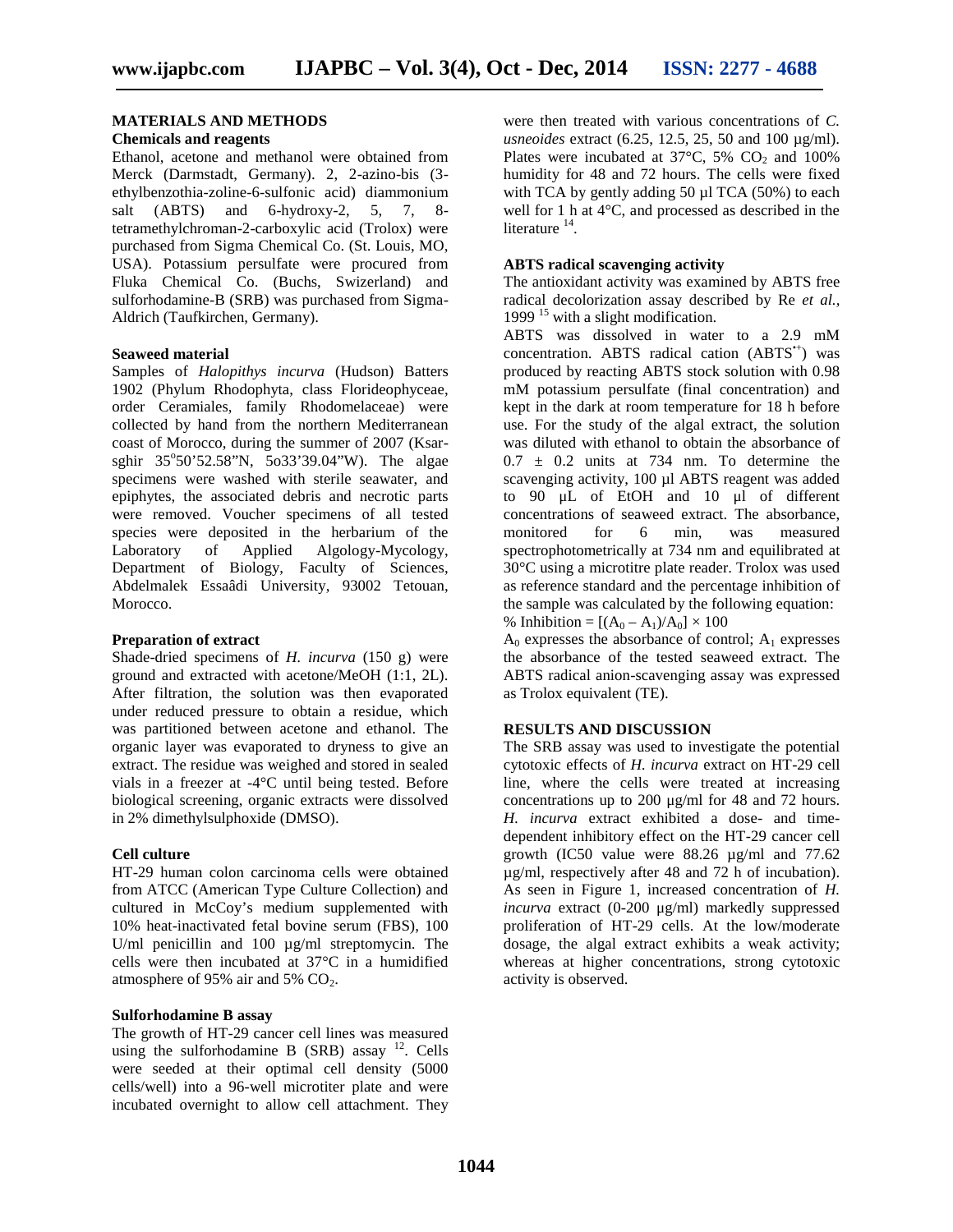## MATERIALS AND METHODS

### Chemicals and reagents

Ethanol, acetone and methanol were obtained from Merck (Darmstadt, Germany). 2, 2-azino-bis (3-ethylbenzothia-zoline-6-sulfonic acid) diammonium salt (ABTS) and 6-hydroxy-2, 5, 7, 8-tetramethylchroman-2-carboxylic acid (Trolox) were purchased from Sigma Chemical Co. (St. Louis, MO, USA). Potassium persulfate were procured from Fluka Chemical Co. (Buchs, Swizerland) and sulforhodamine-B (SRB) was purchased from Sigma-Aldrich (Taufkirchen, Germany).

### Seaweed material

Samples of *Halopithys incurva* (Hudson) Batters 1902 (Phylum Rhodophyta, class Florideophyceae, order Ceramiales, family Rhodomelaceae) were collected by hand from the northern Mediterranean coast of Morocco, during the summer of 2007 (Ksar-sghir 35°50'52.58"N, 5o33'39.04"W). The algae specimens were washed with sterile seawater, and epiphytes, the associated debris and necrotic parts were removed. Voucher specimens of all tested species were deposited in the herbarium of the Laboratory of Applied Algology-Mycology, Department of Biology, Faculty of Sciences, Abdelmalek Essaâdi University, 93002 Tetouan, Morocco.

### Preparation of extract

Shade-dried specimens of *H. incurva* (150 g) were ground and extracted with acetone/MeOH (1:1, 2L). After filtration, the solution was then evaporated under reduced pressure to obtain a residue, which was partitioned between acetone and ethanol. The organic layer was evaporated to dryness to give an extract. The residue was weighed and stored in sealed vials in a freezer at -4°C until being tested. Before biological screening, organic extracts were dissolved in 2% dimethylsulphoxide (DMSO).

### Cell culture

HT-29 human colon carcinoma cells were obtained from ATCC (American Type Culture Collection) and cultured in McCoy's medium supplemented with 10% heat-inactivated fetal bovine serum (FBS), 100 U/ml penicillin and 100 µg/ml streptomycin. The cells were then incubated at 37°C in a humidified atmosphere of 95% air and 5% $CO_2$.

### Sulforhodamine B assay

The growth of HT-29 cancer cell lines was measured using the sulforhodamine B (SRB) assay [12]. Cells were seeded at their optimal cell density (5000 cells/well) into a 96-well microtiter plate and were incubated overnight to allow cell attachment. They were then treated with various concentrations of *C. usneoides* extract (6.25, 12.5, 25, 50 and 100 µg/ml). Plates were incubated at 37°C, 5% $CO_2$ and 100% humidity for 48 and 72 hours. The cells were fixed with TCA by gently adding 50 µl TCA (50%) to each well for 1 h at 4°C, and processed as described in the literature [14].

### ABTS radical scavenging activity

The antioxidant activity was examined by ABTS free radical decolorization assay described by Re *et al.*, 1999 [15] with a slight modification.

ABTS was dissolved in water to a 2.9 mM concentration. ABTS radical cation ($ABTS^{•+}$) was produced by reacting ABTS stock solution with 0.98 mM potassium persulfate (final concentration) and kept in the dark at room temperature for 18 h before use. For the study of the algal extract, the solution was diluted with ethanol to obtain the absorbance of 0.7 ± 0.2 units at 734 nm. To determine the scavenging activity, 100 µl ABTS reagent was added to 90 µL of EtOH and 10 µl of different concentrations of seaweed extract. The absorbance, monitored for 6 min, was measured spectrophotometrically at 734 nm and equilibrated at 30°C using a microtitre plate reader. Trolox was used as reference standard and the percentage inhibition of the sample was calculated by the following equation:

$$\% \text{ Inhibition} = [(A_0 - A_1)/A_0] \times 100$$

$A_0$ expresses the absorbance of control; $A_1$ expresses the absorbance of the tested seaweed extract. The ABTS radical anion-scavenging assay was expressed as Trolox equivalent (TE).

## RESULTS AND DISCUSSION

The SRB assay was used to investigate the potential cytotoxic effects of *H. incurva* extract on HT-29 cell line, where the cells were treated at increasing concentrations up to 200 µg/ml for 48 and 72 hours. *H. incurva* extract exhibited a dose- and time-dependent inhibitory effect on the HT-29 cancer cell growth (IC50 value were 88.26 µg/ml and 77.62 µg/ml, respectively after 48 and 72 h of incubation). As seen in Figure 1, increased concentration of *H. incurva* extract (0-200 µg/ml) markedly suppressed proliferation of HT-29 cells. At the low/moderate dosage, the algal extract exhibits a weak activity; whereas at higher concentrations, strong cytotoxic activity is observed.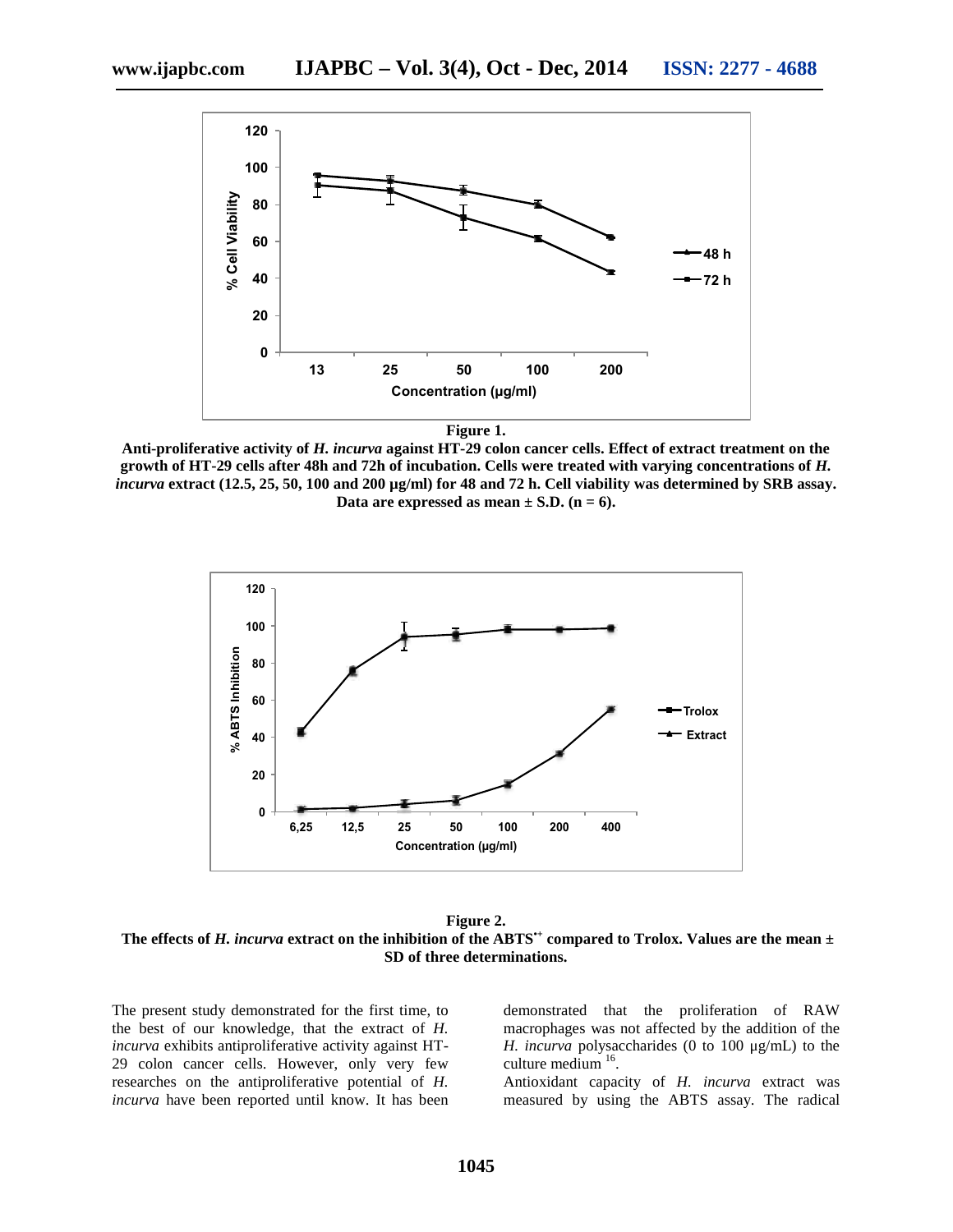**Figure 1.**

**Anti-proliferative activity of *H. incurva* against HT-29 colon cancer cells. Effect of extract treatment on the growth of HT-29 cells after 48h and 72h of incubation. Cells were treated with varying concentrations of *H. incurva* extract (12.5, 25, 50, 100 and 200 µg/ml) for 48 and 72 h. Cell viability was determined by SRB assay. Data are expressed as mean ± S.D. (n = 6).**

**Figure 2.**

**The effects of *H. incurva* extract on the inhibition of the ABTS$^{\bullet+}$ compared to Trolox. Values are the mean ± SD of three determinations.**

The present study demonstrated for the first time, to the best of our knowledge, that the extract of *H. incurva* exhibits antiproliferative activity against HT-29 colon cancer cells. However, only very few researches on the antiproliferative potential of *H. incurva* have been reported until know. It has been demonstrated that the proliferation of RAW macrophages was not affected by the addition of the *H. incurva* polysaccharides (0 to 100 µg/mL) to the culture medium [16].

Antioxidant capacity of *H. incurva* extract was measured by using the ABTS assay. The radical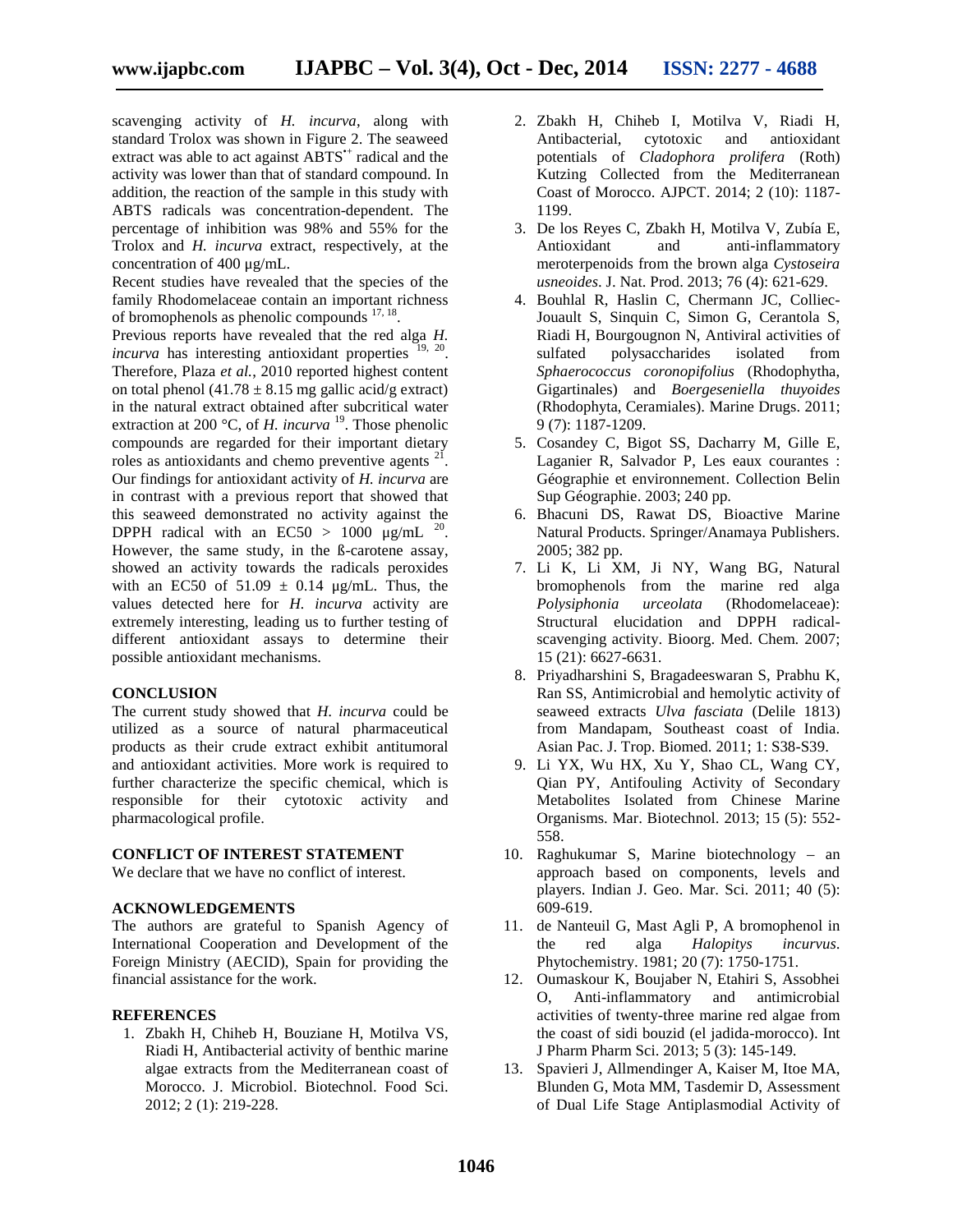scavenging activity of *H. incurva*, along with standard Trolox was shown in Figure 2. The seaweed extract was able to act against $ABTS^{\bullet+}$ radical and the activity was lower than that of standard compound. In addition, the reaction of the sample in this study with ABTS radicals was concentration-dependent. The percentage of inhibition was 98% and 55% for the Trolox and *H. incurva* extract, respectively, at the concentration of 400 µg/mL.

Recent studies have revealed that the species of the family Rhodomelaceae contain an important richness of bromophenols as phenolic compounds [17, 18].

Previous reports have revealed that the red alga *H. incurva* has interesting antioxidant properties [19, 20]. Therefore, Plaza *et al.*, 2010 reported highest content on total phenol (41.78 ± 8.15 mg gallic acid/g extract) in the natural extract obtained after subcritical water extraction at 200 °C, of *H. incurva* [19]. Those phenolic compounds are regarded for their important dietary roles as antioxidants and chemo preventive agents [21]. Our findings for antioxidant activity of *H. incurva* are in contrast with a previous report that showed that this seaweed demonstrated no activity against the DPPH radical with an EC50 > 1000 µg/mL [20]. However, the same study, in the ß-carotene assay, showed an activity towards the radicals peroxides with an EC50 of 51.09 ± 0.14 µg/mL. Thus, the values detected here for *H. incurva* activity are extremely interesting, leading us to further testing of different antioxidant assays to determine their possible antioxidant mechanisms.

## CONCLUSION

The current study showed that *H. incurva* could be utilized as a source of natural pharmaceutical products as their crude extract exhibit antitumoral and antioxidant activities. More work is required to further characterize the specific chemical, which is responsible for their cytotoxic activity and pharmacological profile.

## CONFLICT OF INTEREST STATEMENT

We declare that we have no conflict of interest.

## ACKNOWLEDGEMENTS

The authors are grateful to Spanish Agency of International Cooperation and Development of the Foreign Ministry (AECID), Spain for providing the financial assistance for the work.

## REFERENCES

1. Zbakh H, Chiheb H, Bouziane H, Motilva VS, Riadi H, Antibacterial activity of benthic marine algae extracts from the Mediterranean coast of Morocco. J. Microbiol. Biotechnol. Food Sci. 2012; 2 (1): 219-228.
2. Zbakh H, Chiheb I, Motilva V, Riadi H, Antibacterial, cytotoxic and antioxidant potentials of *Cladophora prolifera* (Roth) Kutzing Collected from the Mediterranean Coast of Morocco. AJPCT. 2014; 2 (10): 1187-1199.
3. De los Reyes C, Zbakh H, Motilva V, Zubía E, Antioxidant and anti-inflammatory meroterpenoids from the brown alga *Cystoseira usneoides*. J. Nat. Prod. 2013; 76 (4): 621-629.
4. Bouhlal R, Haslin C, Chermann JC, Colliec-Jouault S, Sinquin C, Simon G, Cerantola S, Riadi H, Bourgougnon N, Antiviral activities of sulfated polysaccharides isolated from *Sphaerococcus coronopifolius* (Rhodophytha, Gigartinales) and *Boergeseniella thuyoides* (Rhodophyta, Ceramiales). Marine Drugs. 2011; 9 (7): 1187-1209.
5. Cosandey C, Bigot SS, Dacharry M, Gille E, Laganier R, Salvador P, Les eaux courantes : Géographie et environnement. Collection Belin Sup Géographie. 2003; 240 pp.
6. Bhacuni DS, Rawat DS, Bioactive Marine Natural Products. Springer/Anamaya Publishers. 2005; 382 pp.
7. Li K, Li XM, Ji NY, Wang BG, Natural bromophenols from the marine red alga *Polysiphonia urceolata* (Rhodomelaceae): Structural elucidation and DPPH radical-scavenging activity. Bioorg. Med. Chem. 2007; 15 (21): 6627-6631.
8. Priyadharshini S, Bragadeeswaran S, Prabhu K, Ran SS, Antimicrobial and hemolytic activity of seaweed extracts *Ulva fasciata* (Delile 1813) from Mandapam, Southeast coast of India. Asian Pac. J. Trop. Biomed. 2011; 1: S38-S39.
9. Li YX, Wu HX, Xu Y, Shao CL, Wang CY, Qian PY, Antifouling Activity of Secondary Metabolites Isolated from Chinese Marine Organisms. Mar. Biotechnol. 2013; 15 (5): 552-558.
10. Raghukumar S, Marine biotechnology – an approach based on components, levels and players. Indian J. Geo. Mar. Sci. 2011; 40 (5): 609-619.
11. de Nanteuil G, Mast Agli P, A bromophenol in the red alga *Halopitys incurvus*. Phytochemistry. 1981; 20 (7): 1750-1751.
12. Oumaskour K, Boujaber N, Etahiri S, Assobhei O, Anti-inflammatory and antimicrobial activities of twenty-three marine red algae from the coast of sidi bouzid (el jadida-morocco). Int J Pharm Pharm Sci. 2013; 5 (3): 145-149.
13. Spavieri J, Allmendinger A, Kaiser M, Itoe MA, Blunden G, Mota MM, Tasdemir D, Assessment of Dual Life Stage Antiplasmodial Activity of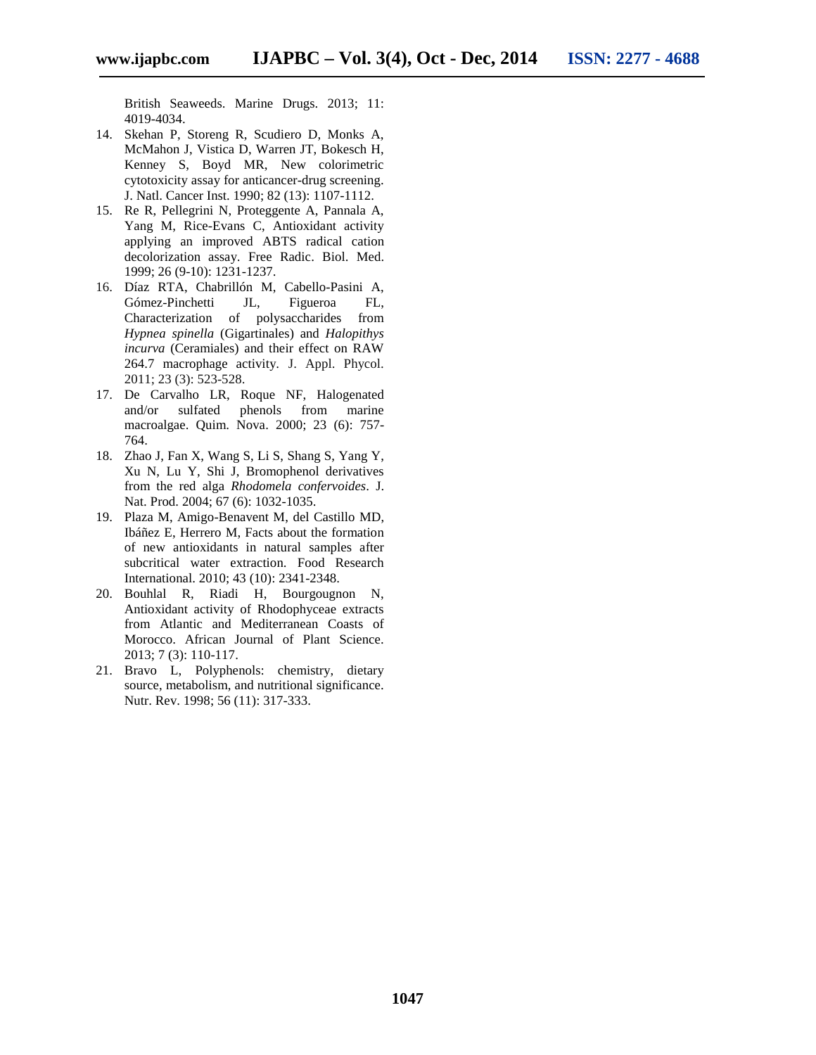British Seaweeds. Marine Drugs. 2013; 11: 4019-4034.

14. Skehan P, Storeng R, Scudiero D, Monks A, McMahon J, Vistica D, Warren JT, Bokesch H, Kenney S, Boyd MR, New colorimetric cytotoxicity assay for anticancer-drug screening. J. Natl. Cancer Inst. 1990; 82 (13): 1107-1112.
15. Re R, Pellegrini N, Proteggente A, Pannala A, Yang M, Rice-Evans C, Antioxidant activity applying an improved ABTS radical cation decolorization assay. Free Radic. Biol. Med. 1999; 26 (9-10): 1231-1237.
16. Díaz RTA, Chabrillón M, Cabello-Pasini A, Gómez-Pinchetti JL, Figueroa FL, Characterization of polysaccharides from *Hypnea spinella* (Gigartinales) and *Halopithys incurva* (Ceramiales) and their effect on RAW 264.7 macrophage activity. J. Appl. Phycol. 2011; 23 (3): 523-528.
17. De Carvalho LR, Roque NF, Halogenated and/or sulfated phenols from marine macroalgae. Quim. Nova. 2000; 23 (6): 757-764.
18. Zhao J, Fan X, Wang S, Li S, Shang S, Yang Y, Xu N, Lu Y, Shi J, Bromophenol derivatives from the red alga *Rhodomela confervoides*. J. Nat. Prod. 2004; 67 (6): 1032-1035.
19. Plaza M, Amigo-Benavent M, del Castillo MD, Ibáñez E, Herrero M, Facts about the formation of new antioxidants in natural samples after subcritical water extraction. Food Research International. 2010; 43 (10): 2341-2348.
20. Bouhlal R, Riadi H, Bourgougnon N, Antioxidant activity of Rhodophyceae extracts from Atlantic and Mediterranean Coasts of Morocco. African Journal of Plant Science. 2013; 7 (3): 110-117.
21. Bravo L, Polyphenols: chemistry, dietary source, metabolism, and nutritional significance. Nutr. Rev. 1998; 56 (11): 317-333.